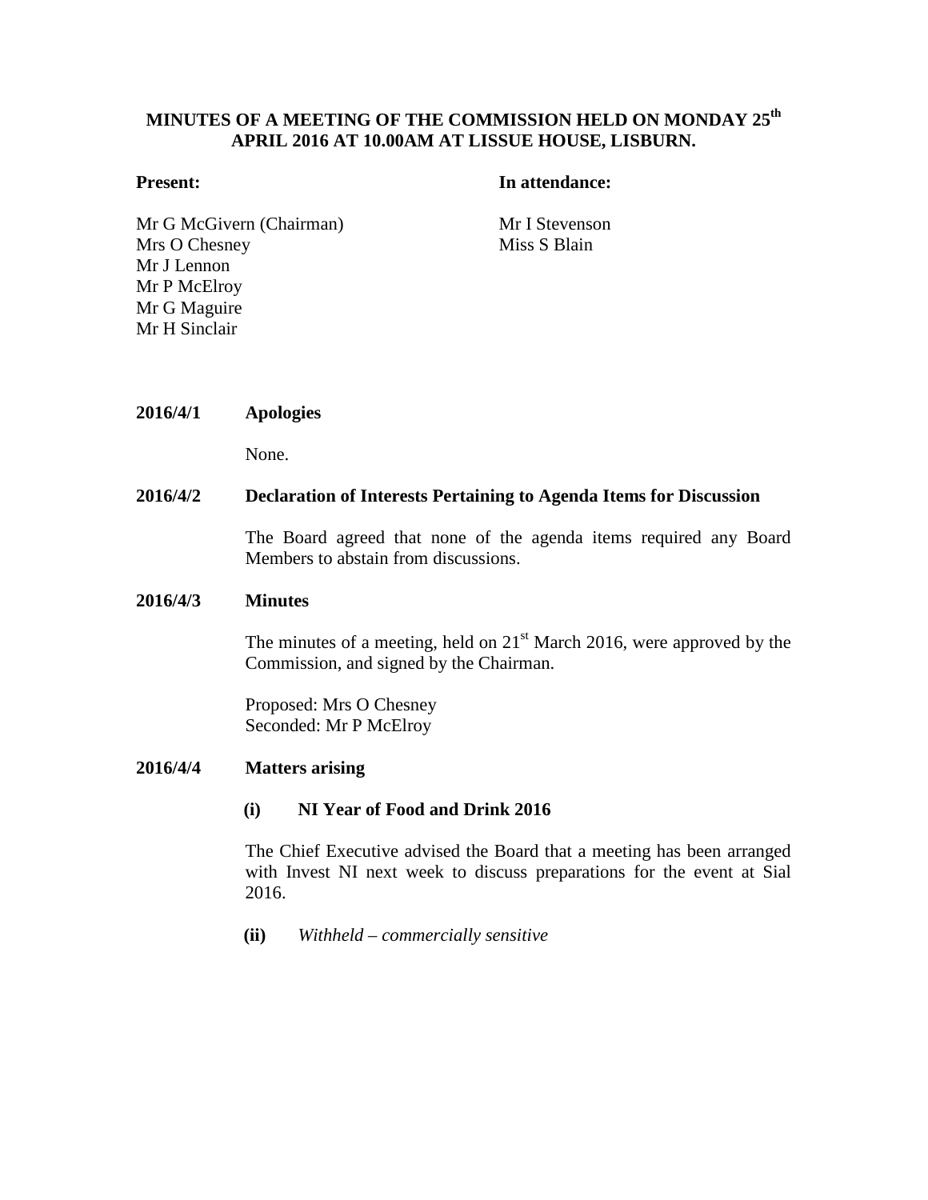# MINUTES OF A MEETING OF THE COMMISSION HELD ON MONDAY 25th APRIL 2016 AT 10.00AM AT LISSUE HOUSE, LISBURN.

**Present:**

Mr G McGivern (Chairman)
Mrs O Chesney
Mr J Lennon
Mr P McElroy
Mr G Maguire
Mr H Sinclair

**In attendance:**

Mr I Stevenson
Miss S Blain

**2016/4/1 Apologies**

None.

**2016/4/2 Declaration of Interests Pertaining to Agenda Items for Discussion**

The Board agreed that none of the agenda items required any Board Members to abstain from discussions.

**2016/4/3 Minutes**

The minutes of a meeting, held on 21st March 2016, were approved by the Commission, and signed by the Chairman.

Proposed: Mrs O Chesney
Seconded: Mr P McElroy

**2016/4/4 Matters arising**

**(i) NI Year of Food and Drink 2016**

The Chief Executive advised the Board that a meeting has been arranged with Invest NI next week to discuss preparations for the event at Sial 2016.

**(ii)** *Withheld – commercially sensitive*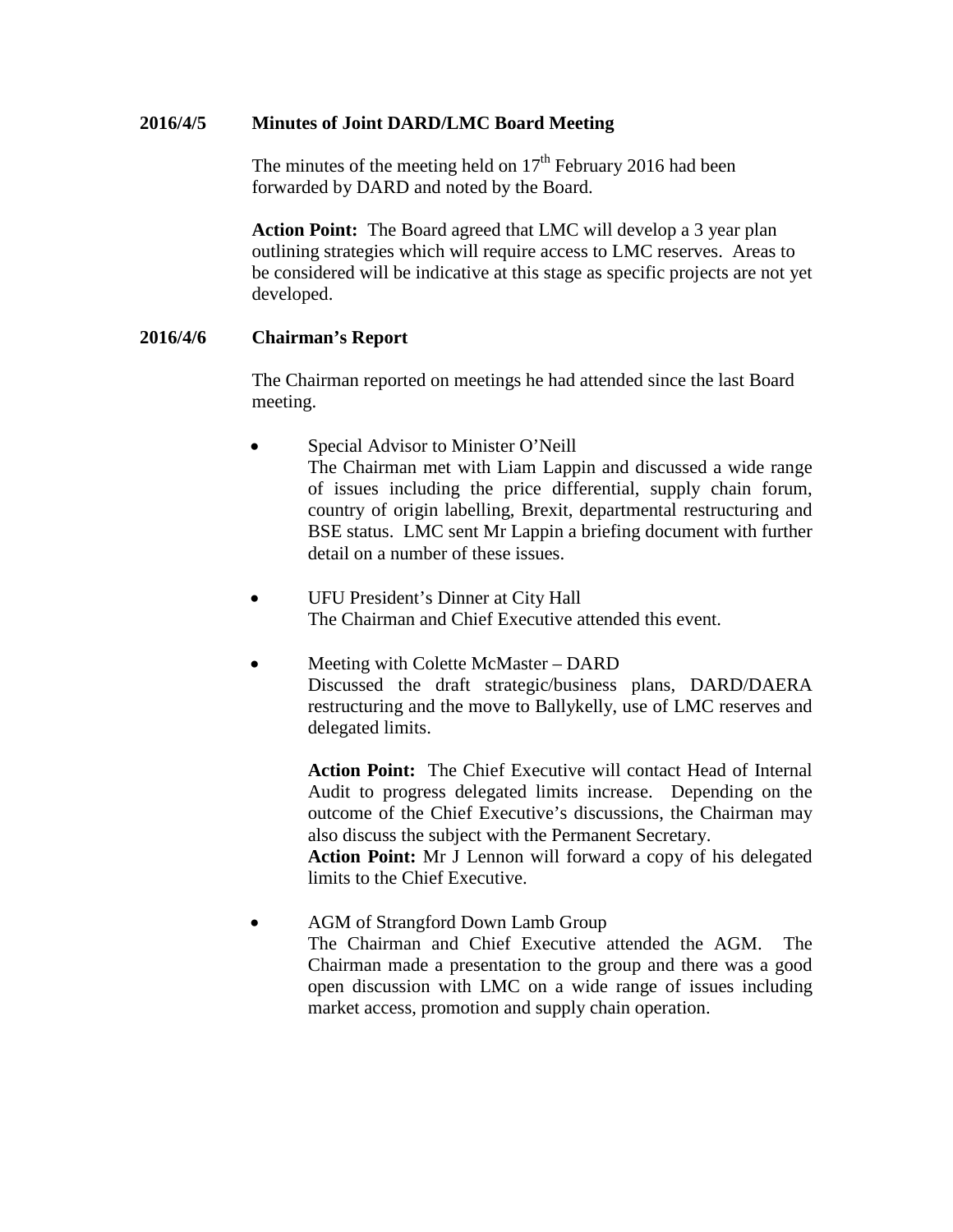**2016/4/5 Minutes of Joint DARD/LMC Board Meeting**

The minutes of the meeting held on 17th February 2016 had been forwarded by DARD and noted by the Board.

**Action Point:** The Board agreed that LMC will develop a 3 year plan outlining strategies which will require access to LMC reserves. Areas to be considered will be indicative at this stage as specific projects are not yet developed.

**2016/4/6 Chairman's Report**

The Chairman reported on meetings he had attended since the last Board meeting.

- Special Advisor to Minister O'Neill
  The Chairman met with Liam Lappin and discussed a wide range of issues including the price differential, supply chain forum, country of origin labelling, Brexit, departmental restructuring and BSE status. LMC sent Mr Lappin a briefing document with further detail on a number of these issues.

- UFU President's Dinner at City Hall
  The Chairman and Chief Executive attended this event.

- Meeting with Colette McMaster – DARD
  Discussed the draft strategic/business plans, DARD/DAERA restructuring and the move to Ballykelly, use of LMC reserves and delegated limits.

  **Action Point:** The Chief Executive will contact Head of Internal Audit to progress delegated limits increase. Depending on the outcome of the Chief Executive's discussions, the Chairman may also discuss the subject with the Permanent Secretary.
  **Action Point:** Mr J Lennon will forward a copy of his delegated limits to the Chief Executive.

- AGM of Strangford Down Lamb Group
  The Chairman and Chief Executive attended the AGM. The Chairman made a presentation to the group and there was a good open discussion with LMC on a wide range of issues including market access, promotion and supply chain operation.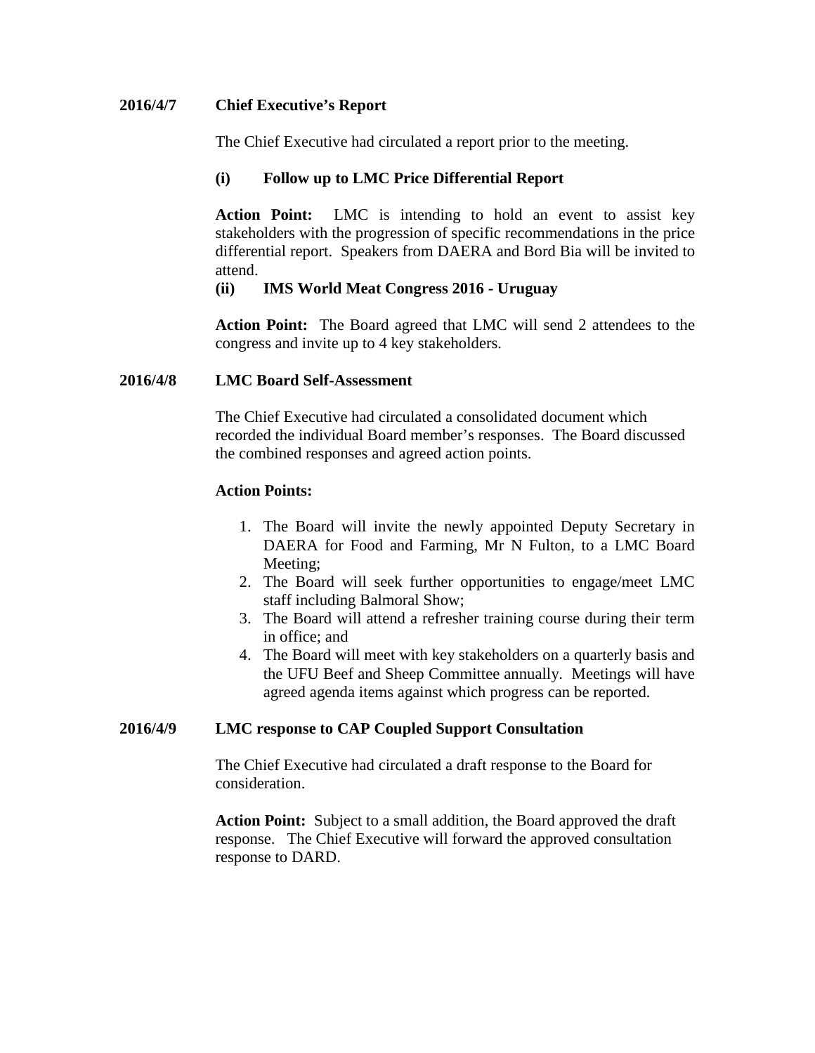**2016/4/7 Chief Executive's Report**

The Chief Executive had circulated a report prior to the meeting.

**(i) Follow up to LMC Price Differential Report**

**Action Point:** LMC is intending to hold an event to assist key stakeholders with the progression of specific recommendations in the price differential report. Speakers from DAERA and Bord Bia will be invited to attend.

**(ii) IMS World Meat Congress 2016 - Uruguay**

**Action Point:** The Board agreed that LMC will send 2 attendees to the congress and invite up to 4 key stakeholders.

**2016/4/8 LMC Board Self-Assessment**

The Chief Executive had circulated a consolidated document which recorded the individual Board member's responses. The Board discussed the combined responses and agreed action points.

**Action Points:**

1. The Board will invite the newly appointed Deputy Secretary in DAERA for Food and Farming, Mr N Fulton, to a LMC Board Meeting;
2. The Board will seek further opportunities to engage/meet LMC staff including Balmoral Show;
3. The Board will attend a refresher training course during their term in office; and
4. The Board will meet with key stakeholders on a quarterly basis and the UFU Beef and Sheep Committee annually. Meetings will have agreed agenda items against which progress can be reported.

**2016/4/9 LMC response to CAP Coupled Support Consultation**

The Chief Executive had circulated a draft response to the Board for consideration.

**Action Point:** Subject to a small addition, the Board approved the draft response. The Chief Executive will forward the approved consultation response to DARD.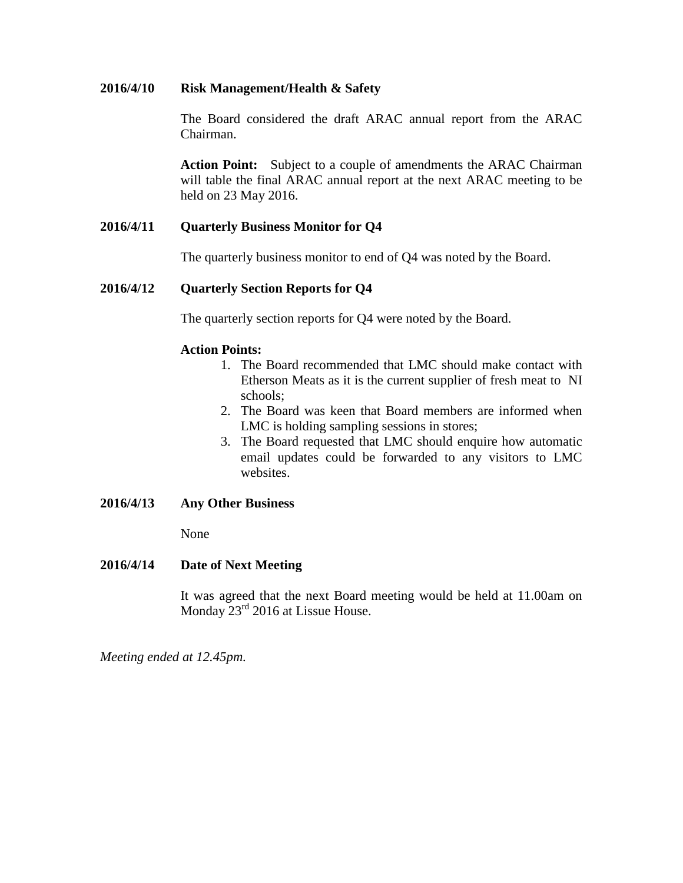**2016/4/10 Risk Management/Health & Safety**

The Board considered the draft ARAC annual report from the ARAC Chairman.

**Action Point:** Subject to a couple of amendments the ARAC Chairman will table the final ARAC annual report at the next ARAC meeting to be held on 23 May 2016.

**2016/4/11 Quarterly Business Monitor for Q4**

The quarterly business monitor to end of Q4 was noted by the Board.

**2016/4/12 Quarterly Section Reports for Q4**

The quarterly section reports for Q4 were noted by the Board.

**Action Points:**

1. The Board recommended that LMC should make contact with Etherson Meats as it is the current supplier of fresh meat to NI schools;
2. The Board was keen that Board members are informed when LMC is holding sampling sessions in stores;
3. The Board requested that LMC should enquire how automatic email updates could be forwarded to any visitors to LMC websites.

**2016/4/13 Any Other Business**

None

**2016/4/14 Date of Next Meeting**

It was agreed that the next Board meeting would be held at 11.00am on Monday 23rd 2016 at Lissue House.

*Meeting ended at 12.45pm.*